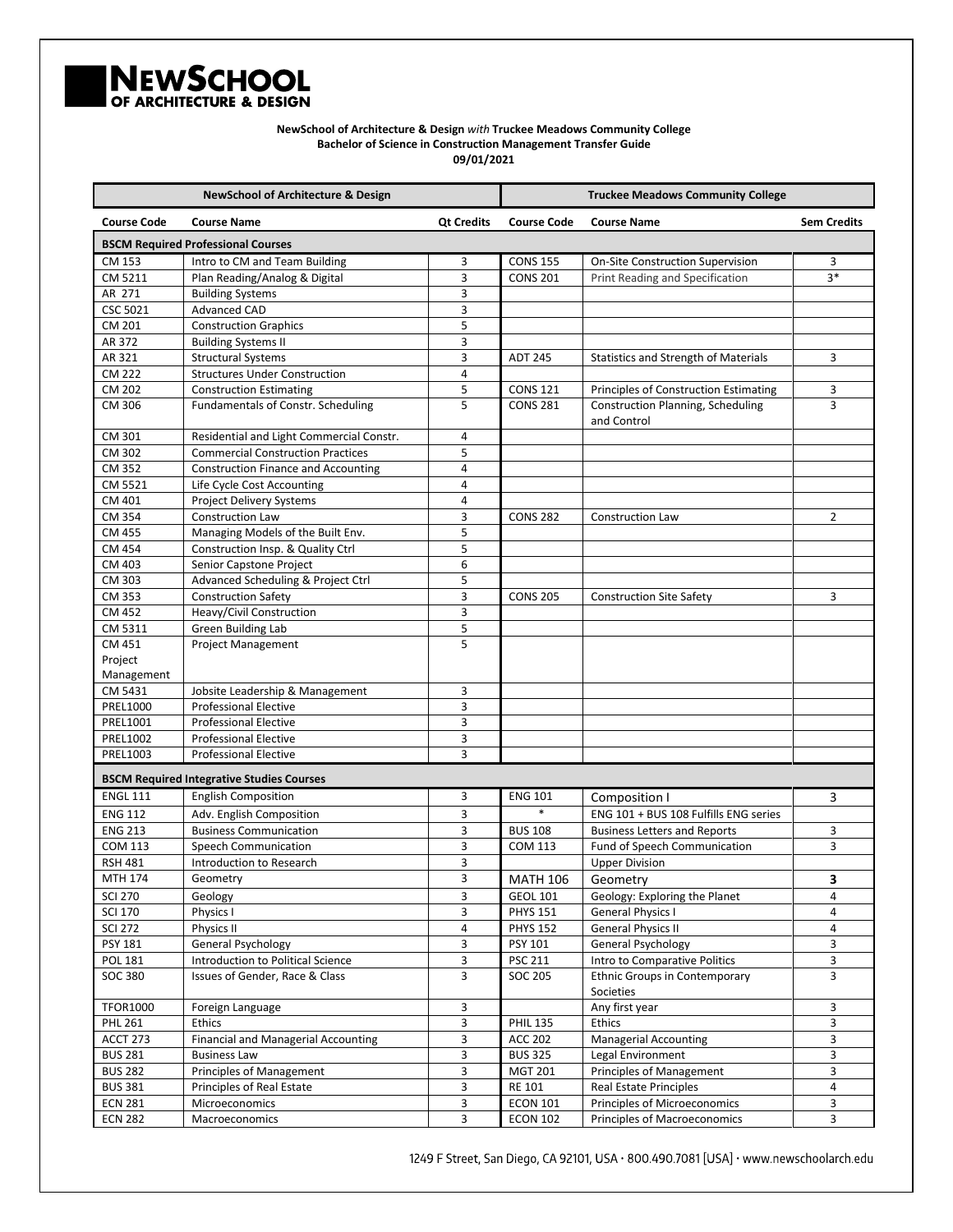# NEWSCHOOL OF ARCHITECTURE & DESIGN

**NewSchool of Architecture & Design *with* Truckee Meadows Community College**
**Bachelor of Science in Construction Management Transfer Guide**
**09/01/2021**

| NewSchool of Architecture & Design | | | Truckee Meadows Community College | | |
|---|---|---|---|---|---|
| **Course Code** | **Course Name** | **Qt Credits** | **Course Code** | **Course Name** | **Sem Credits** |
| **BSCM Required Professional Courses** | | | | | |
| CM 153 | Intro to CM and Team Building | 3 | CONS 155 | On-Site Construction Supervision | 3 |
| CM 5211 | Plan Reading/Analog & Digital | 3 | CONS 201 | Print Reading and Specification | 3* |
| AR 271 | Building Systems | 3 | | | |
| CSC 5021 | Advanced CAD | 3 | | | |
| CM 201 | Construction Graphics | 5 | | | |
| AR 372 | Building Systems II | 3 | | | |
| AR 321 | Structural Systems | 3 | ADT 245 | Statistics and Strength of Materials | 3 |
| CM 222 | Structures Under Construction | 4 | | | |
| CM 202 | Construction Estimating | 5 | CONS 121 | Principles of Construction Estimating | 3 |
| CM 306 | Fundamentals of Constr. Scheduling | 5 | CONS 281 | Construction Planning, Scheduling and Control | 3 |
| CM 301 | Residential and Light Commercial Constr. | 4 | | | |
| CM 302 | Commercial Construction Practices | 5 | | | |
| CM 352 | Construction Finance and Accounting | 4 | | | |
| CM 5521 | Life Cycle Cost Accounting | 4 | | | |
| CM 401 | Project Delivery Systems | 4 | | | |
| CM 354 | Construction Law | 3 | CONS 282 | Construction Law | 2 |
| CM 455 | Managing Models of the Built Env. | 5 | | | |
| CM 454 | Construction Insp. & Quality Ctrl | 5 | | | |
| CM 403 | Senior Capstone Project | 6 | | | |
| CM 303 | Advanced Scheduling & Project Ctrl | 5 | | | |
| CM 353 | Construction Safety | 3 | CONS 205 | Construction Site Safety | 3 |
| CM 452 | Heavy/Civil Construction | 3 | | | |
| CM 5311 | Green Building Lab | 5 | | | |
| CM 451 Project Management | Project Management | 5 | | | |
| CM 5431 | Jobsite Leadership & Management | 3 | | | |
| PREL1000 | Professional Elective | 3 | | | |
| PREL1001 | Professional Elective | 3 | | | |
| PREL1002 | Professional Elective | 3 | | | |
| PREL1003 | Professional Elective | 3 | | | |
| **BSCM Required Integrative Studies Courses** | | | | | |
| ENGL 111 | English Composition | 3 | ENG 101 | Composition I | 3 |
| ENG 112 | Adv. English Composition | 3 | * | ENG 101 + BUS 108 Fulfills ENG series | |
| ENG 213 | Business Communication | 3 | BUS 108 | Business Letters and Reports | 3 |
| COM 113 | Speech Communication | 3 | COM 113 | Fund of Speech Communication | 3 |
| RSH 481 | Introduction to Research | 3 | | Upper Division | |
| MTH 174 | Geometry | 3 | MATH 106 | Geometry | 3 |
| SCI 270 | Geology | 3 | GEOL 101 | Geology: Exploring the Planet | 4 |
| SCI 170 | Physics I | 3 | PHYS 151 | General Physics I | 4 |
| SCI 272 | Physics II | 4 | PHYS 152 | General Physics II | 4 |
| PSY 181 | General Psychology | 3 | PSY 101 | General Psychology | 3 |
| POL 181 | Introduction to Political Science | 3 | PSC 211 | Intro to Comparative Politics | 3 |
| SOC 380 | Issues of Gender, Race & Class | 3 | SOC 205 | Ethnic Groups in Contemporary Societies | 3 |
| TFOR1000 | Foreign Language | 3 | | Any first year | 3 |
| PHL 261 | Ethics | 3 | PHIL 135 | Ethics | 3 |
| ACCT 273 | Financial and Managerial Accounting | 3 | ACC 202 | Managerial Accounting | 3 |
| BUS 281 | Business Law | 3 | BUS 325 | Legal Environment | 3 |
| BUS 282 | Principles of Management | 3 | MGT 201 | Principles of Management | 3 |
| BUS 381 | Principles of Real Estate | 3 | RE 101 | Real Estate Principles | 4 |
| ECN 281 | Microeconomics | 3 | ECON 101 | Principles of Microeconomics | 3 |
| ECN 282 | Macroeconomics | 3 | ECON 102 | Principles of Macroeconomics | 3 |

1249 F Street, San Diego, CA 92101, USA · 800.490.7081 [USA] · www.newschoolarch.edu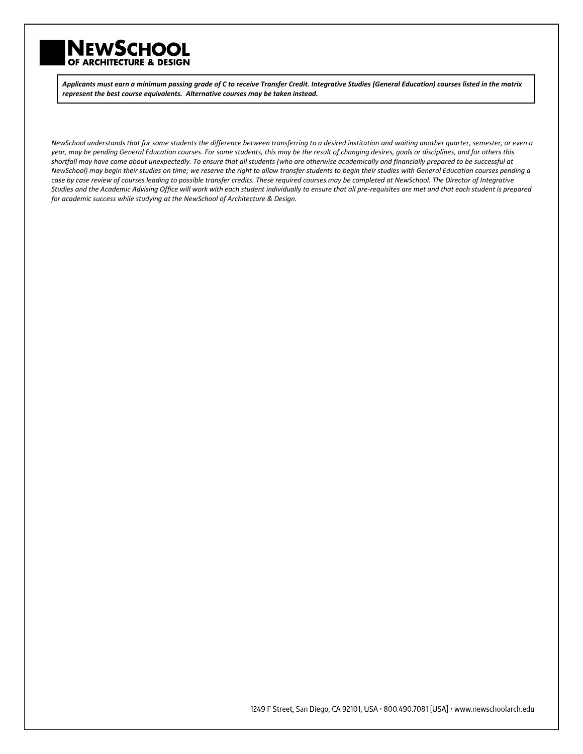***Applicants must earn a minimum passing grade of C to receive Transfer Credit. Integrative Studies (General Education) courses listed in the matrix represent the best course equivalents. Alternative courses may be taken instead.***

*NewSchool understands that for some students the difference between transferring to a desired institution and waiting another quarter, semester, or even a year, may be pending General Education courses. For some students, this may be the result of changing desires, goals or disciplines, and for others this shortfall may have come about unexpectedly. To ensure that all students (who are otherwise academically and financially prepared to be successful at NewSchool) may begin their studies on time; we reserve the right to allow transfer students to begin their studies with General Education courses pending a case by case review of courses leading to possible transfer credits. These required courses may be completed at NewSchool. The Director of Integrative Studies and the Academic Advising Office will work with each student individually to ensure that all pre-requisites are met and that each student is prepared for academic success while studying at the NewSchool of Architecture & Design.*